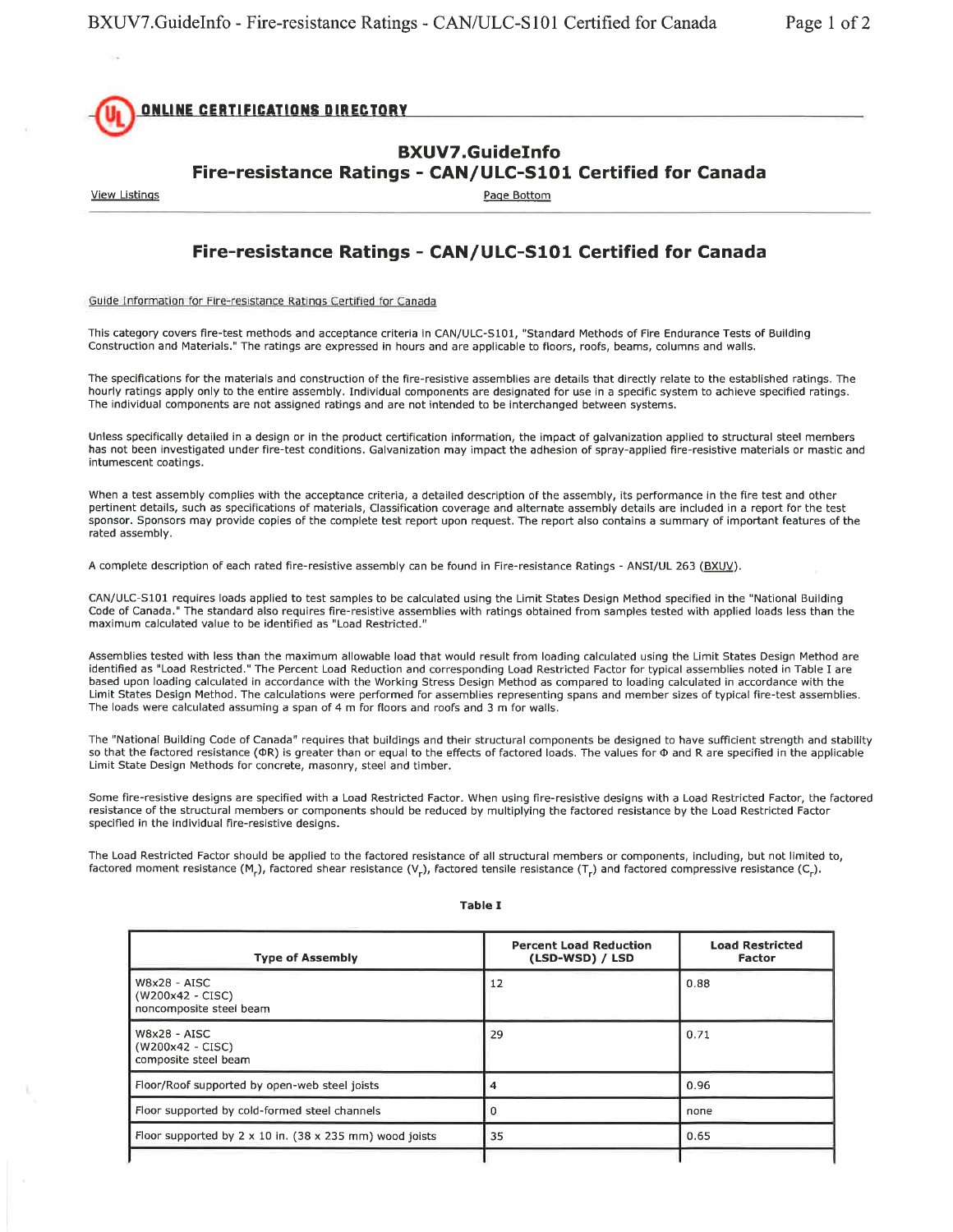**ONLINE CERTIFICATIONS DIRECTORY**

# BXUV7.GuideInfo
# Fire-resistance Ratings - CAN/ULC-S101 Certified for Canada

View Listings    Page Bottom

## Fire-resistance Ratings - CAN/ULC-S101 Certified for Canada

Guide Information for Fire-resistance Ratings Certified for Canada

This category covers fire-test methods and acceptance criteria in CAN/ULC-S101, "Standard Methods of Fire Endurance Tests of Building Construction and Materials." The ratings are expressed in hours and are applicable to floors, roofs, beams, columns and walls.

The specifications for the materials and construction of the fire-resistive assemblies are details that directly relate to the established ratings. The hourly ratings apply only to the entire assembly. Individual components are designated for use in a specific system to achieve specified ratings. The individual components are not assigned ratings and are not intended to be interchanged between systems.

Unless specifically detailed in a design or in the product certification information, the impact of galvanization applied to structural steel members has not been investigated under fire-test conditions. Galvanization may impact the adhesion of spray-applied fire-resistive materials or mastic and intumescent coatings.

When a test assembly complies with the acceptance criteria, a detailed description of the assembly, its performance in the fire test and other pertinent details, such as specifications of materials, Classification coverage and alternate assembly details are included in a report for the test sponsor. Sponsors may provide copies of the complete test report upon request. The report also contains a summary of important features of the rated assembly.

A complete description of each rated fire-resistive assembly can be found in Fire-resistance Ratings - ANSI/UL 263 (BXUV).

CAN/ULC-S101 requires loads applied to test samples to be calculated using the Limit States Design Method specified in the "National Building Code of Canada." The standard also requires fire-resistive assemblies with ratings obtained from samples tested with applied loads less than the maximum calculated value to be identified as "Load Restricted."

Assemblies tested with less than the maximum allowable load that would result from loading calculated using the Limit States Design Method are identified as "Load Restricted." The Percent Load Reduction and corresponding Load Restricted Factor for typical assemblies noted in Table I are based upon loading calculated in accordance with the Working Stress Design Method as compared to loading calculated in accordance with the Limit States Design Method. The calculations were performed for assemblies representing spans and member sizes of typical fire-test assemblies. The loads were calculated assuming a span of 4 m for floors and roofs and 3 m for walls.

The "National Building Code of Canada" requires that buildings and their structural components be designed to have sufficient strength and stability so that the factored resistance ($\Phi R$) is greater than or equal to the effects of factored loads. The values for $\Phi$ and R are specified in the applicable Limit State Design Methods for concrete, masonry, steel and timber.

Some fire-resistive designs are specified with a Load Restricted Factor. When using fire-resistive designs with a Load Restricted Factor, the factored resistance of the structural members or components should be reduced by multiplying the factored resistance by the Load Restricted Factor specified in the individual fire-resistive designs.

The Load Restricted Factor should be applied to the factored resistance of all structural members or components, including, but not limited to, factored moment resistance ($M_r$), factored shear resistance ($V_r$), factored tensile resistance ($T_r$) and factored compressive resistance ($C_r$).

**Table I**

| Type of Assembly | Percent Load Reduction (LSD-WSD) / LSD | Load Restricted Factor |
|---|---|---|
| W8x28 - AISC (W200x42 - CISC) noncomposite steel beam | 12 | 0.88 |
| W8x28 - AISC (W200x42 - CISC) composite steel beam | 29 | 0.71 |
| Floor/Roof supported by open-web steel joists | 4 | 0.96 |
| Floor supported by cold-formed steel channels | 0 | none |
| Floor supported by 2 x 10 in. (38 x 235 mm) wood joists | 35 | 0.65 |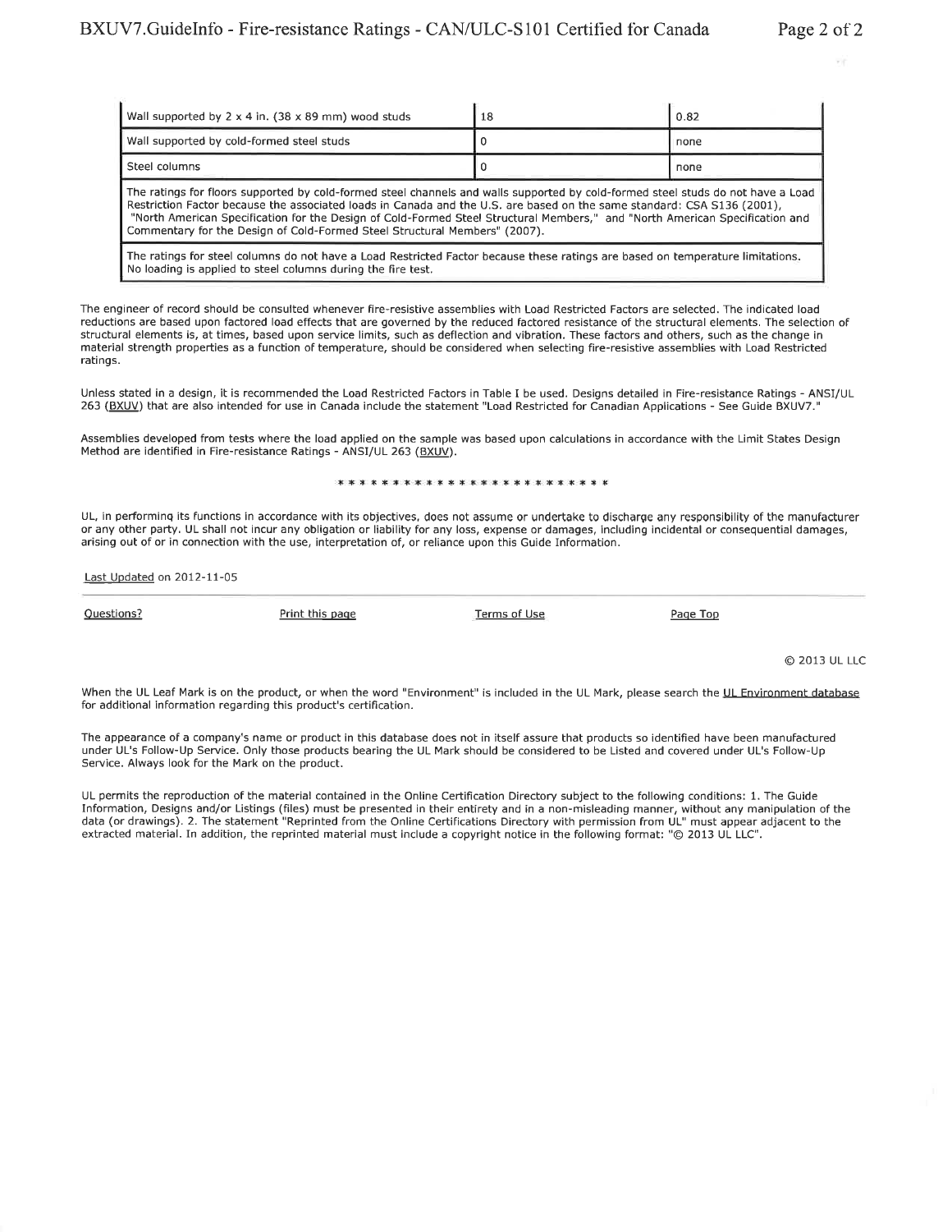| | | |
|---|---|---|
| Wall supported by 2 x 4 in. (38 x 89 mm) wood studs | 18 | 0.82 |
| Wall supported by cold-formed steel studs | 0 | none |
| Steel columns | 0 | none |
| The ratings for floors supported by cold-formed steel channels and walls supported by cold-formed steel studs do not have a Load Restriction Factor because the associated loads in Canada and the U.S. are based on the same standard: CSA S136 (2001), "North American Specification for the Design of Cold-Formed Steel Structural Members," and "North American Specification and Commentary for the Design of Cold-Formed Steel Structural Members" (2007). | | |
| The ratings for steel columns do not have a Load Restricted Factor because these ratings are based on temperature limitations. No loading is applied to steel columns during the fire test. | | |

The engineer of record should be consulted whenever fire-resistive assemblies with Load Restricted Factors are selected. The indicated load reductions are based upon factored load effects that are governed by the reduced factored resistance of the structural elements. The selection of structural elements is, at times, based upon service limits, such as deflection and vibration. These factors and others, such as the change in material strength properties as a function of temperature, should be considered when selecting fire-resistive assemblies with Load Restricted ratings.

Unless stated in a design, it is recommended the Load Restricted Factors in Table I be used. Designs detailed in Fire-resistance Ratings - ANSI/UL 263 (BXUV) that are also intended for use in Canada include the statement "Load Restricted for Canadian Applications - See Guide BXUV7."

Assemblies developed from tests where the load applied on the sample was based upon calculations in accordance with the Limit States Design Method are identified in Fire-resistance Ratings - ANSI/UL 263 (BXUV).

* * * * * * * * * * * * * * * * * * * * * * * * *

UL, in performing its functions in accordance with its objectives, does not assume or undertake to discharge any responsibility of the manufacturer or any other party. UL shall not incur any obligation or liability for any loss, expense or damages, including incidental or consequential damages, arising out of or in connection with the use, interpretation of, or reliance upon this Guide Information.

Last Updated on 2012-11-05

Questions? Print this page Terms of Use Page Top

© 2013 UL LLC

When the UL Leaf Mark is on the product, or when the word "Environment" is included in the UL Mark, please search the UL Environment database for additional information regarding this product's certification.

The appearance of a company's name or product in this database does not in itself assure that products so identified have been manufactured under UL's Follow-Up Service. Only those products bearing the UL Mark should be considered to be Listed and covered under UL's Follow-Up Service. Always look for the Mark on the product.

UL permits the reproduction of the material contained in the Online Certification Directory subject to the following conditions: 1. The Guide Information, Designs and/or Listings (files) must be presented in their entirety and in a non-misleading manner, without any manipulation of the data (or drawings). 2. The statement "Reprinted from the Online Certifications Directory with permission from UL" must appear adjacent to the extracted material. In addition, the reprinted material must include a copyright notice in the following format: "© 2013 UL LLC".